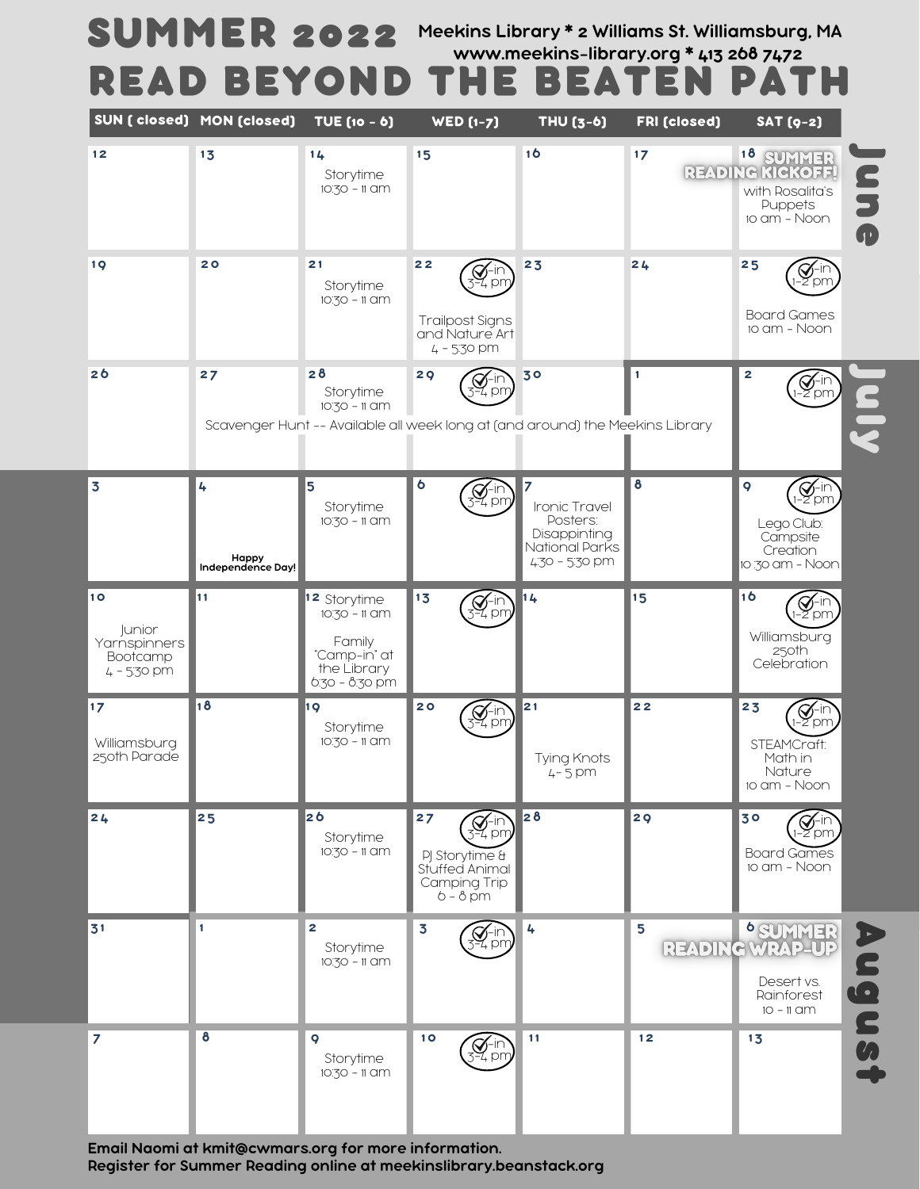# SUMMER 2022
# READ BEYOND THE BEATEN PATH

**Meekins Library * 2 Williams St. Williamsburg, MA**
**www.meekins-library.org * 413 268 7472**

| SUN ( closed) | MON (closed) | TUE (10 - 6) | WED (1-7) | THU (3-6) | FRI (closed) | SAT (9-2) |
|---|---|---|---|---|---|---|
| **June** 12 | 13 | 14 Storytime 10:30 - 11 am | 15 | 16 | 17 | 18 SUMMER READING KICKOFF! with Rosalita's Puppets 10 am - Noon |
| 19 | 20 | 21 Storytime 10:30 - 11 am | 22 Check-in 3-4 pm; Trailpost Signs and Nature Art 4 - 5:30 pm | 23 | 24 | 25 Check-in 1-2 pm; Board Games 10 am - Noon |
| 26 | 27 Scavenger Hunt -- Available all week long at (and around) the Meekins Library | 28 Storytime 10:30 - 11 am | 29 Check-in 3-4 pm | 30 | **July** 1 | 2 Check-in 1-2 pm |
| 3 | 4 Happy Independence Day! | 5 Storytime 10:30 - 11 am | 6 Check-in 3-4 pm | 7 Ironic Travel Posters: Disappinting National Parks 4:30 - 5:30 pm | 8 | 9 Check-in 1-2 pm; Lego Club: Campsite Creation 10:30 am - Noon |
| 10 Junior Yarnspinners Bootcamp 4 - 5:30 pm | 11 | 12 Storytime 10:30 - 11 am; Family "Camp-in" at the Library 6:30 - 8:30 pm | 13 Check-in 3-4 pm | 14 | 15 | 16 Check-in 1-2 pm; Williamsburg 250th Celebration |
| 17 Williamsburg 250th Parade | 18 | 19 Storytime 10:30 - 11 am | 20 Check-in 3-4 pm | 21 Tying Knots 4- 5 pm | 22 | 23 Check-in 1-2 pm; STEAMCraft: Math in Nature 10 am - Noon |
| 24 | 25 | 26 Storytime 10:30 - 11 am | 27 Check-in 3-4 pm; PJ Storytime & Stuffed Animal Camping Trip 6 - 8 pm | 28 | 29 | 30 Check-in 1-2 pm; Board Games 10 am - Noon |
| 31 | **August** 1 | 2 Storytime 10:30 - 11 am | 3 Check-in 3-4 pm | 4 | 5 | 6 SUMMER READING WRAP-UP; Desert vs. Rainforest 10 - 11 am |
| 7 | 8 | 9 Storytime 10:30 - 11 am | 10 Check-in 3-4 pm | 11 | 12 | 13 |

**Email Naomi at kmit@cwmars.org for more information.**
**Register for Summer Reading online at meekinslibrary.beanstack.org**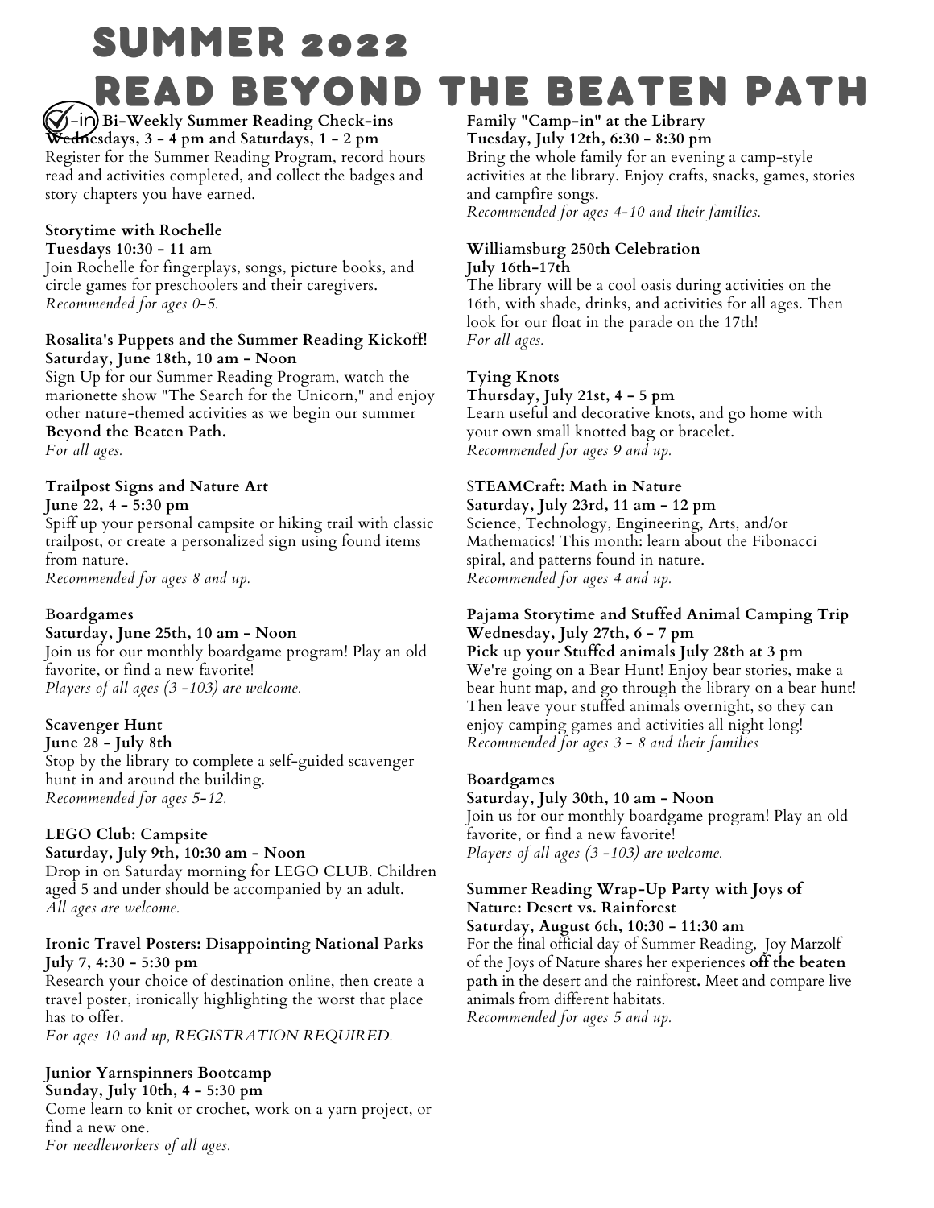# SUMMER 2022
# READ BEYOND THE BEATEN PATH

**Check-in Bi-Weekly Summer Reading Check-ins**
**Wednesdays, 3 - 4 pm and Saturdays, 1 - 2 pm**
Register for the Summer Reading Program, record hours read and activities completed, and collect the badges and story chapters you have earned.

**Storytime with Rochelle**
**Tuesdays 10:30 - 11 am**
Join Rochelle for fingerplays, songs, picture books, and circle games for preschoolers and their caregivers.
*Recommended for ages 0-5.*

**Rosalita's Puppets and the Summer Reading Kickoff!**
**Saturday, June 18th, 10 am - Noon**
Sign Up for our Summer Reading Program, watch the marionette show "The Search for the Unicorn," and enjoy other nature-themed activities as we begin our summer **Beyond the Beaten Path.**
*For all ages.*

**Trailpost Signs and Nature Art**
**June 22, 4 - 5:30 pm**
Spiff up your personal campsite or hiking trail with classic trailpost, or create a personalized sign using found items from nature.
*Recommended for ages 8 and up.*

**Boardgames**
**Saturday, June 25th, 10 am - Noon**
Join us for our monthly boardgame program! Play an old favorite, or find a new favorite!
*Players of all ages (3 -103) are welcome.*

**Scavenger Hunt**
**June 28 - July 8th**
Stop by the library to complete a self-guided scavenger hunt in and around the building.
*Recommended for ages 5-12.*

**LEGO Club: Campsite**
**Saturday, July 9th, 10:30 am - Noon**
Drop in on Saturday morning for LEGO CLUB. Children aged 5 and under should be accompanied by an adult.
*All ages are welcome.*

**Ironic Travel Posters: Disappointing National Parks**
**July 7, 4:30 - 5:30 pm**
Research your choice of destination online, then create a travel poster, ironically highlighting the worst that place has to offer.
*For ages 10 and up, REGISTRATION REQUIRED.*

**Junior Yarnspinners Bootcamp**
**Sunday, July 10th, 4 - 5:30 pm**
Come learn to knit or crochet, work on a yarn project, or find a new one.
*For needleworkers of all ages.*

**Family "Camp-in" at the Library**
**Tuesday, July 12th, 6:30 - 8:30 pm**
Bring the whole family for an evening a camp-style activities at the library. Enjoy crafts, snacks, games, stories and campfire songs.
*Recommended for ages 4-10 and their families.*

**Williamsburg 250th Celebration**
**July 16th-17th**
The library will be a cool oasis during activities on the 16th, with shade, drinks, and activities for all ages. Then look for our float in the parade on the 17th!
*For all ages.*

**Tying Knots**
**Thursday, July 21st, 4 - 5 pm**
Learn useful and decorative knots, and go home with your own small knotted bag or bracelet.
*Recommended for ages 9 and up.*

**STEAMCraft: Math in Nature**
**Saturday, July 23rd, 11 am - 12 pm**
Science, Technology, Engineering, Arts, and/or Mathematics! This month: learn about the Fibonacci spiral, and patterns found in nature.
*Recommended for ages 4 and up.*

**Pajama Storytime and Stuffed Animal Camping Trip**
**Wednesday, July 27th, 6 - 7 pm**
**Pick up your Stuffed animals July 28th at 3 pm**
We're going on a Bear Hunt! Enjoy bear stories, make a bear hunt map, and go through the library on a bear hunt! Then leave your stuffed animals overnight, so they can enjoy camping games and activities all night long!
*Recommended for ages 3 - 8 and their families*

**Boardgames**
**Saturday, July 30th, 10 am - Noon**
Join us for our monthly boardgame program! Play an old favorite, or find a new favorite!
*Players of all ages (3 -103) are welcome.*

**Summer Reading Wrap-Up Party with Joys of Nature: Desert vs. Rainforest**
**Saturday, August 6th, 10:30 - 11:30 am**
For the final official day of Summer Reading, Joy Marzolf of the Joys of Nature shares her experiences **off the beaten path** in the desert and the rainforest**.** Meet and compare live animals from different habitats.
*Recommended for ages 5 and up.*